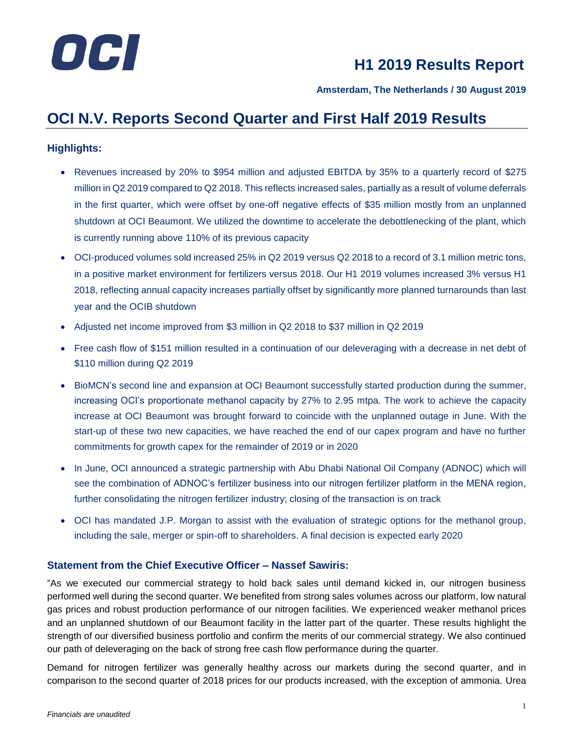# H1 2019 Results Report

**Amsterdam, The Netherlands / 30 August 2019**

## OCI N.V. Reports Second Quarter and First Half 2019 Results

### Highlights:

- Revenues increased by 20% to $954 million and adjusted EBITDA by 35% to a quarterly record of $275 million in Q2 2019 compared to Q2 2018. This reflects increased sales, partially as a result of volume deferrals in the first quarter, which were offset by one-off negative effects of $35 million mostly from an unplanned shutdown at OCI Beaumont. We utilized the downtime to accelerate the debottlenecking of the plant, which is currently running above 110% of its previous capacity
- OCI-produced volumes sold increased 25% in Q2 2019 versus Q2 2018 to a record of 3.1 million metric tons, in a positive market environment for fertilizers versus 2018. Our H1 2019 volumes increased 3% versus H1 2018, reflecting annual capacity increases partially offset by significantly more planned turnarounds than last year and the OCIB shutdown
- Adjusted net income improved from $3 million in Q2 2018 to $37 million in Q2 2019
- Free cash flow of $151 million resulted in a continuation of our deleveraging with a decrease in net debt of $110 million during Q2 2019
- BioMCN's second line and expansion at OCI Beaumont successfully started production during the summer, increasing OCI's proportionate methanol capacity by 27% to 2.95 mtpa. The work to achieve the capacity increase at OCI Beaumont was brought forward to coincide with the unplanned outage in June. With the start-up of these two new capacities, we have reached the end of our capex program and have no further commitments for growth capex for the remainder of 2019 or in 2020
- In June, OCI announced a strategic partnership with Abu Dhabi National Oil Company (ADNOC) which will see the combination of ADNOC's fertilizer business into our nitrogen fertilizer platform in the MENA region, further consolidating the nitrogen fertilizer industry; closing of the transaction is on track
- OCI has mandated J.P. Morgan to assist with the evaluation of strategic options for the methanol group, including the sale, merger or spin-off to shareholders. A final decision is expected early 2020

### Statement from the Chief Executive Officer – Nassef Sawiris:

"As we executed our commercial strategy to hold back sales until demand kicked in, our nitrogen business performed well during the second quarter. We benefited from strong sales volumes across our platform, low natural gas prices and robust production performance of our nitrogen facilities. We experienced weaker methanol prices and an unplanned shutdown of our Beaumont facility in the latter part of the quarter. These results highlight the strength of our diversified business portfolio and confirm the merits of our commercial strategy. We also continued our path of deleveraging on the back of strong free cash flow performance during the quarter.

Demand for nitrogen fertilizer was generally healthy across our markets during the second quarter, and in comparison to the second quarter of 2018 prices for our products increased, with the exception of ammonia. Urea

*Financials are unaudited*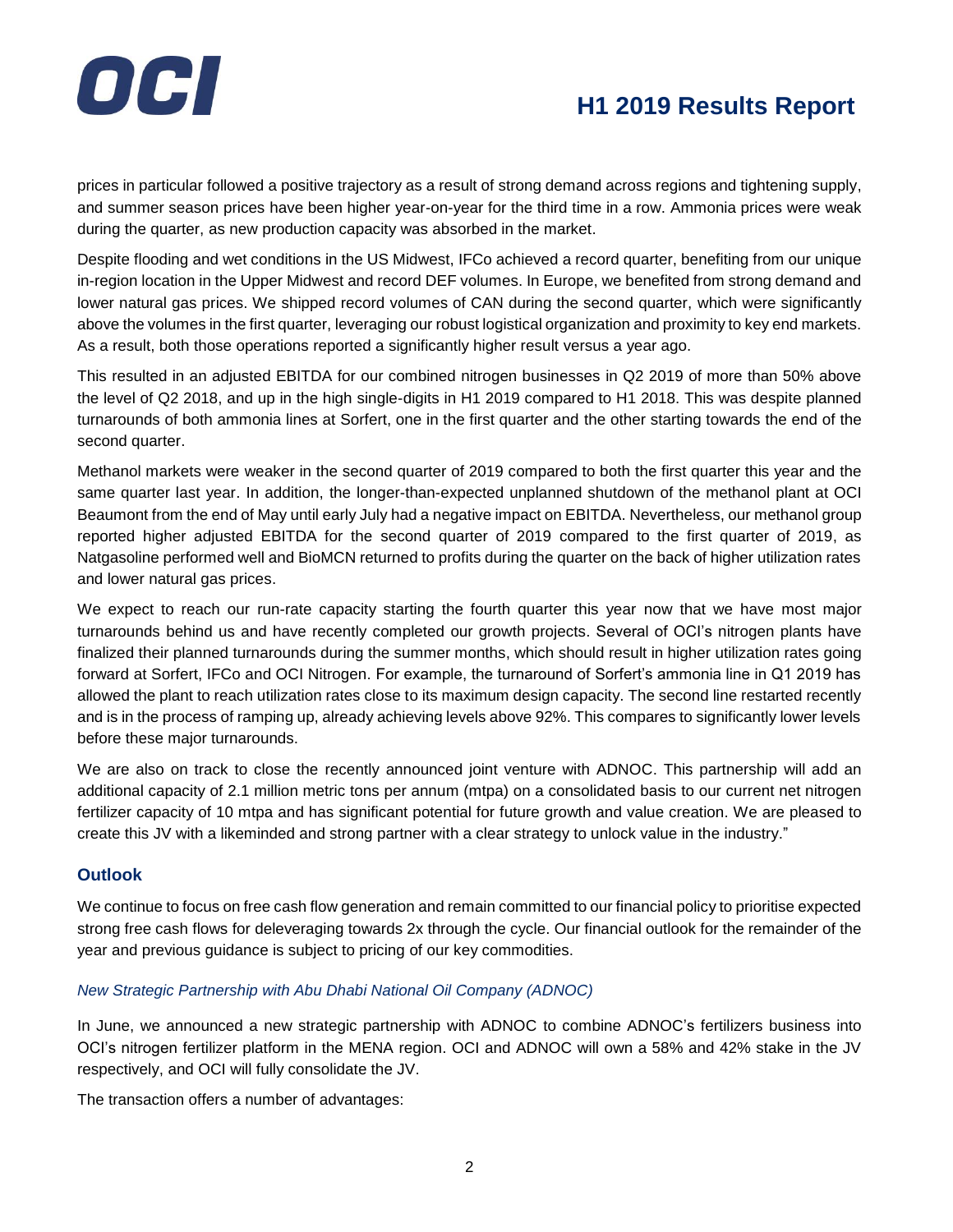prices in particular followed a positive trajectory as a result of strong demand across regions and tightening supply, and summer season prices have been higher year-on-year for the third time in a row. Ammonia prices were weak during the quarter, as new production capacity was absorbed in the market.

Despite flooding and wet conditions in the US Midwest, IFCo achieved a record quarter, benefiting from our unique in-region location in the Upper Midwest and record DEF volumes. In Europe, we benefited from strong demand and lower natural gas prices. We shipped record volumes of CAN during the second quarter, which were significantly above the volumes in the first quarter, leveraging our robust logistical organization and proximity to key end markets. As a result, both those operations reported a significantly higher result versus a year ago.

This resulted in an adjusted EBITDA for our combined nitrogen businesses in Q2 2019 of more than 50% above the level of Q2 2018, and up in the high single-digits in H1 2019 compared to H1 2018. This was despite planned turnarounds of both ammonia lines at Sorfert, one in the first quarter and the other starting towards the end of the second quarter.

Methanol markets were weaker in the second quarter of 2019 compared to both the first quarter this year and the same quarter last year. In addition, the longer-than-expected unplanned shutdown of the methanol plant at OCI Beaumont from the end of May until early July had a negative impact on EBITDA. Nevertheless, our methanol group reported higher adjusted EBITDA for the second quarter of 2019 compared to the first quarter of 2019, as Natgasoline performed well and BioMCN returned to profits during the quarter on the back of higher utilization rates and lower natural gas prices.

We expect to reach our run-rate capacity starting the fourth quarter this year now that we have most major turnarounds behind us and have recently completed our growth projects. Several of OCI's nitrogen plants have finalized their planned turnarounds during the summer months, which should result in higher utilization rates going forward at Sorfert, IFCo and OCI Nitrogen. For example, the turnaround of Sorfert's ammonia line in Q1 2019 has allowed the plant to reach utilization rates close to its maximum design capacity. The second line restarted recently and is in the process of ramping up, already achieving levels above 92%. This compares to significantly lower levels before these major turnarounds.

We are also on track to close the recently announced joint venture with ADNOC. This partnership will add an additional capacity of 2.1 million metric tons per annum (mtpa) on a consolidated basis to our current net nitrogen fertilizer capacity of 10 mtpa and has significant potential for future growth and value creation. We are pleased to create this JV with a likeminded and strong partner with a clear strategy to unlock value in the industry."

## Outlook

We continue to focus on free cash flow generation and remain committed to our financial policy to prioritise expected strong free cash flows for deleveraging towards 2x through the cycle. Our financial outlook for the remainder of the year and previous guidance is subject to pricing of our key commodities.

*New Strategic Partnership with Abu Dhabi National Oil Company (ADNOC)*

In June, we announced a new strategic partnership with ADNOC to combine ADNOC's fertilizers business into OCI's nitrogen fertilizer platform in the MENA region. OCI and ADNOC will own a 58% and 42% stake in the JV respectively, and OCI will fully consolidate the JV.

The transaction offers a number of advantages: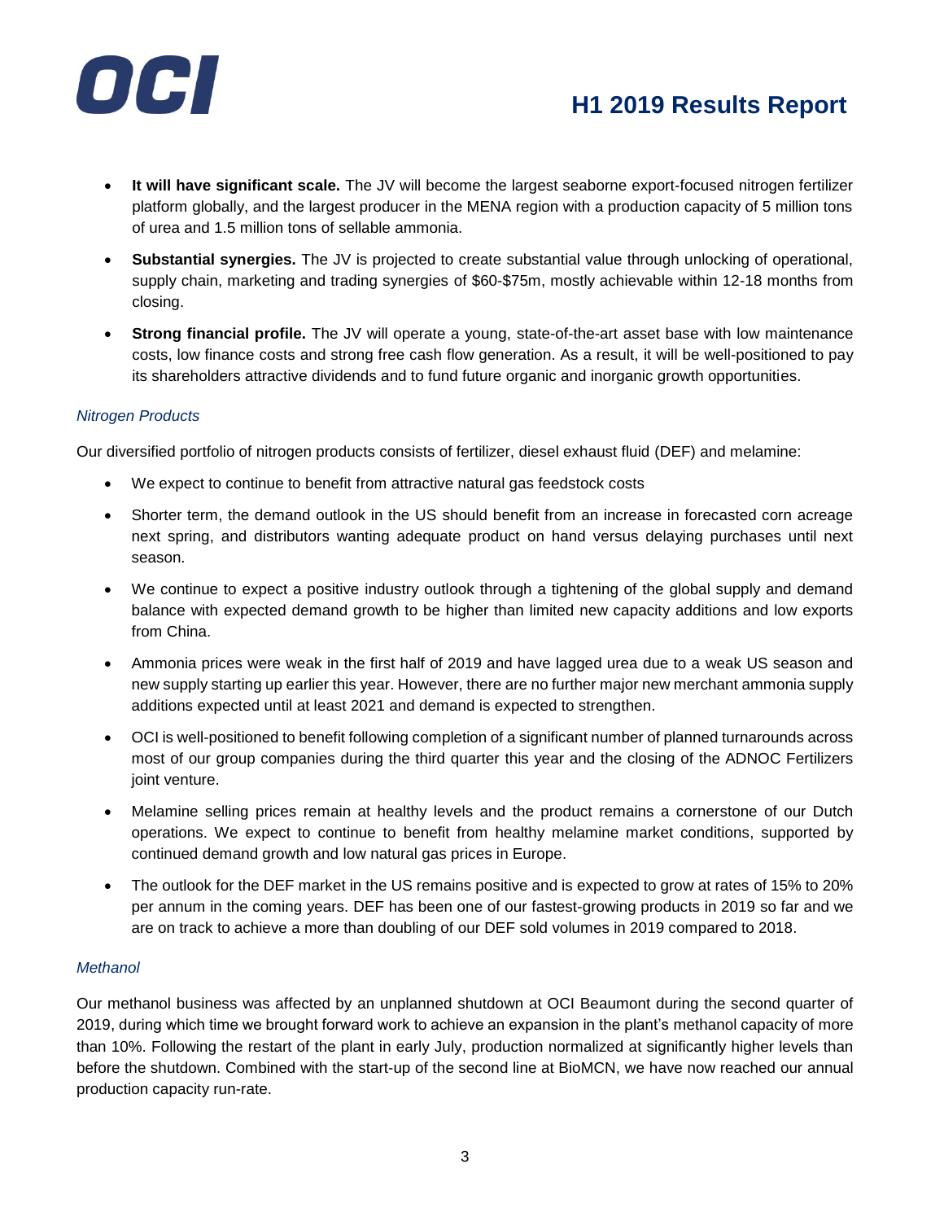- **It will have significant scale.** The JV will become the largest seaborne export-focused nitrogen fertilizer platform globally, and the largest producer in the MENA region with a production capacity of 5 million tons of urea and 1.5 million tons of sellable ammonia.
- **Substantial synergies.** The JV is projected to create substantial value through unlocking of operational, supply chain, marketing and trading synergies of $60-$75m, mostly achievable within 12-18 months from closing.
- **Strong financial profile.** The JV will operate a young, state-of-the-art asset base with low maintenance costs, low finance costs and strong free cash flow generation. As a result, it will be well-positioned to pay its shareholders attractive dividends and to fund future organic and inorganic growth opportunities.

*Nitrogen Products*

Our diversified portfolio of nitrogen products consists of fertilizer, diesel exhaust fluid (DEF) and melamine:

- We expect to continue to benefit from attractive natural gas feedstock costs
- Shorter term, the demand outlook in the US should benefit from an increase in forecasted corn acreage next spring, and distributors wanting adequate product on hand versus delaying purchases until next season.
- We continue to expect a positive industry outlook through a tightening of the global supply and demand balance with expected demand growth to be higher than limited new capacity additions and low exports from China.
- Ammonia prices were weak in the first half of 2019 and have lagged urea due to a weak US season and new supply starting up earlier this year. However, there are no further major new merchant ammonia supply additions expected until at least 2021 and demand is expected to strengthen.
- OCI is well-positioned to benefit following completion of a significant number of planned turnarounds across most of our group companies during the third quarter this year and the closing of the ADNOC Fertilizers joint venture.
- Melamine selling prices remain at healthy levels and the product remains a cornerstone of our Dutch operations. We expect to continue to benefit from healthy melamine market conditions, supported by continued demand growth and low natural gas prices in Europe.
- The outlook for the DEF market in the US remains positive and is expected to grow at rates of 15% to 20% per annum in the coming years. DEF has been one of our fastest-growing products in 2019 so far and we are on track to achieve a more than doubling of our DEF sold volumes in 2019 compared to 2018.

*Methanol*

Our methanol business was affected by an unplanned shutdown at OCI Beaumont during the second quarter of 2019, during which time we brought forward work to achieve an expansion in the plant's methanol capacity of more than 10%. Following the restart of the plant in early July, production normalized at significantly higher levels than before the shutdown. Combined with the start-up of the second line at BioMCN, we have now reached our annual production capacity run-rate.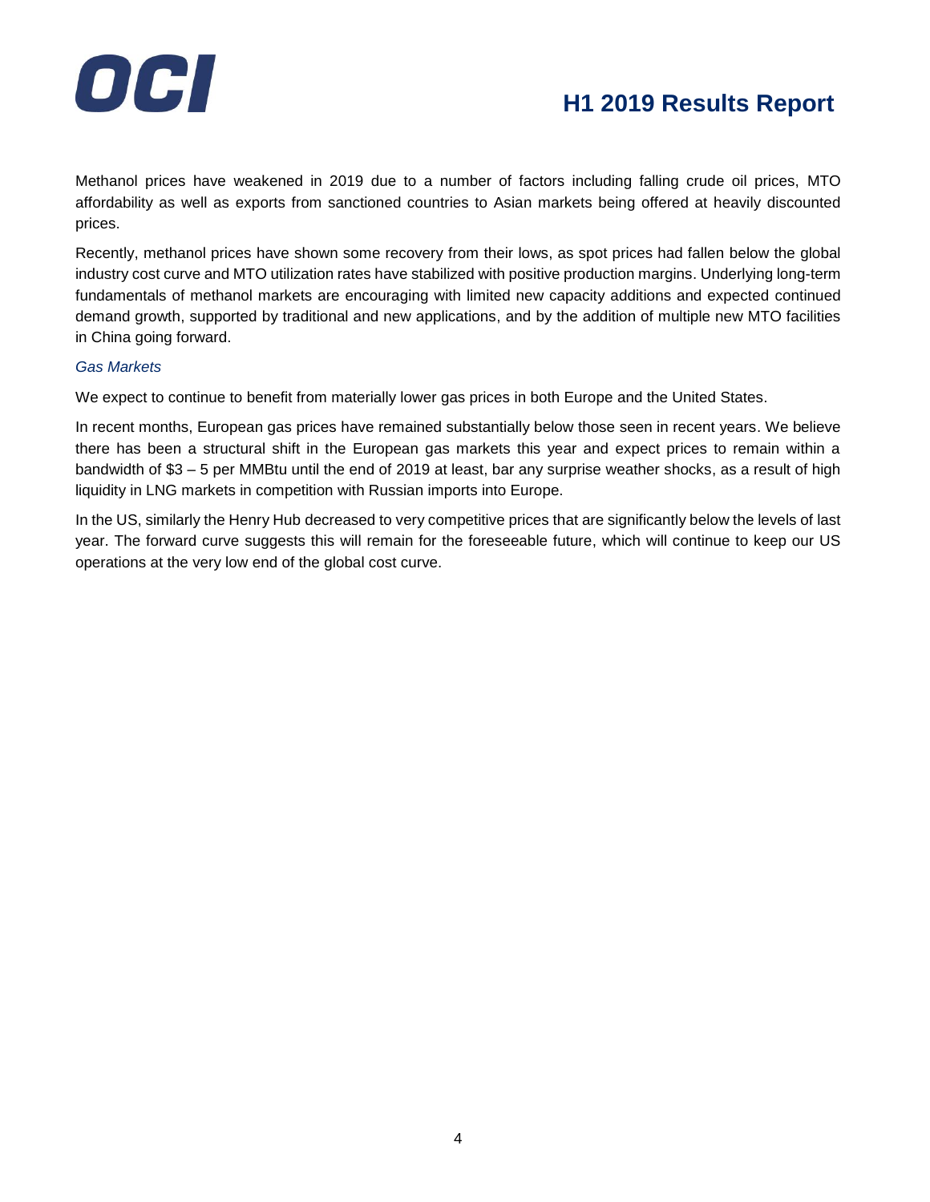Methanol prices have weakened in 2019 due to a number of factors including falling crude oil prices, MTO affordability as well as exports from sanctioned countries to Asian markets being offered at heavily discounted prices.

Recently, methanol prices have shown some recovery from their lows, as spot prices had fallen below the global industry cost curve and MTO utilization rates have stabilized with positive production margins. Underlying long-term fundamentals of methanol markets are encouraging with limited new capacity additions and expected continued demand growth, supported by traditional and new applications, and by the addition of multiple new MTO facilities in China going forward.

*Gas Markets*

We expect to continue to benefit from materially lower gas prices in both Europe and the United States.

In recent months, European gas prices have remained substantially below those seen in recent years. We believe there has been a structural shift in the European gas markets this year and expect prices to remain within a bandwidth of $3 – 5 per MMBtu until the end of 2019 at least, bar any surprise weather shocks, as a result of high liquidity in LNG markets in competition with Russian imports into Europe.

In the US, similarly the Henry Hub decreased to very competitive prices that are significantly below the levels of last year. The forward curve suggests this will remain for the foreseeable future, which will continue to keep our US operations at the very low end of the global cost curve.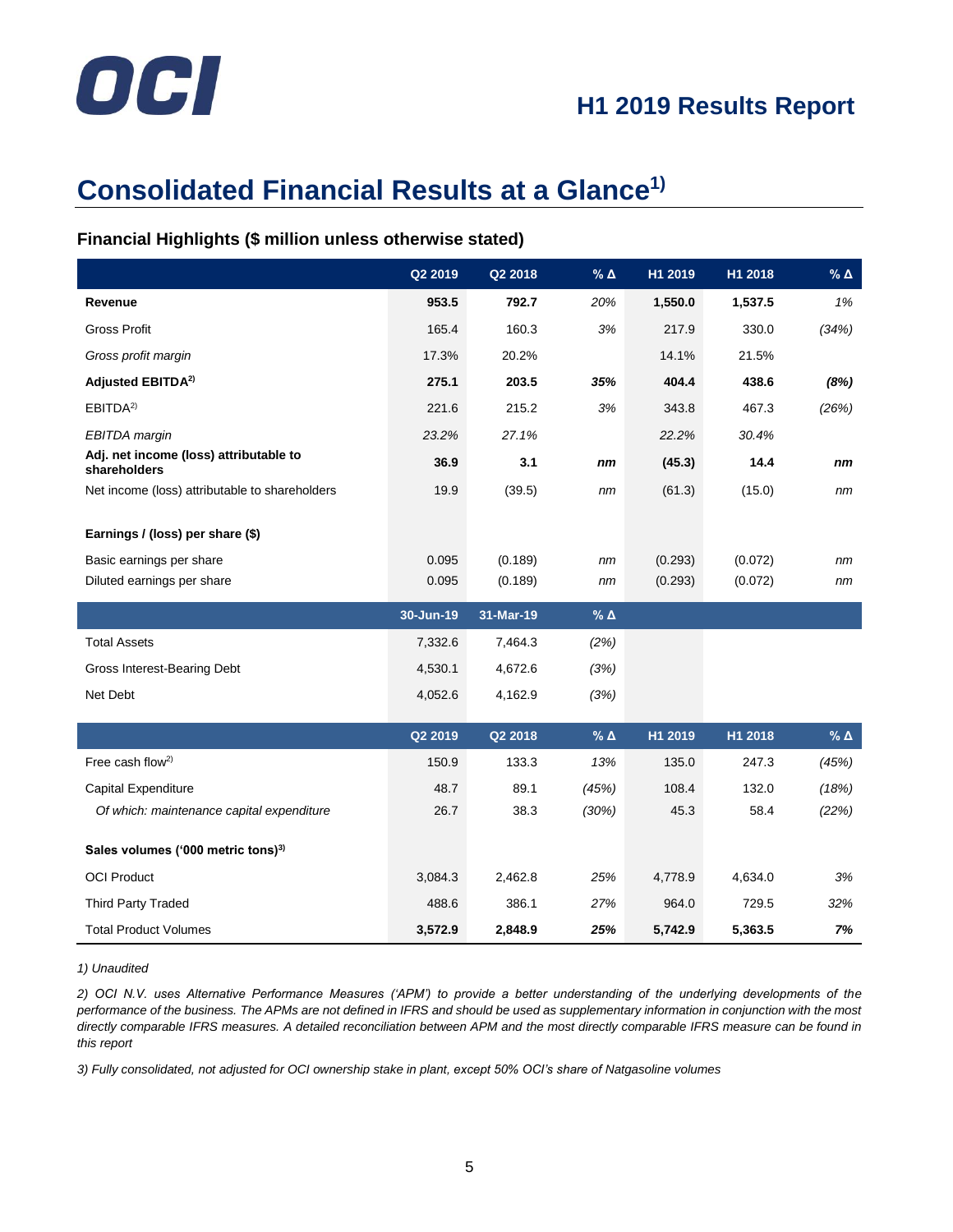# Consolidated Financial Results at a Glance[1)]

### Financial Highlights ($ million unless otherwise stated)

| | Q2 2019 | Q2 2018 | % Δ | H1 2019 | H1 2018 | % Δ |
|---|---|---|---|---|---|---|
| **Revenue** | **953.5** | **792.7** | *20%* | **1,550.0** | **1,537.5** | *1%* |
| Gross Profit | 165.4 | 160.3 | *3%* | 217.9 | 330.0 | *(34%)* |
| *Gross profit margin* | 17.3% | 20.2% | | 14.1% | 21.5% | |
| **Adjusted EBITDA[2)]** | **275.1** | **203.5** | ***35%*** | **404.4** | **438.6** | ***(8%)*** |
| EBITDA[2)] | 221.6 | 215.2 | *3%* | 343.8 | 467.3 | *(26%)* |
| *EBITDA margin* | *23.2%* | *27.1%* | | *22.2%* | *30.4%* | |
| **Adj. net income (loss) attributable to shareholders** | **36.9** | **3.1** | ***nm*** | **(45.3)** | **14.4** | ***nm*** |
| Net income (loss) attributable to shareholders | 19.9 | (39.5) | *nm* | (61.3) | (15.0) | *nm* |
| | | | | | | |
| **Earnings / (loss) per share ($)** | | | | | | |
| Basic earnings per share | 0.095 | (0.189) | *nm* | (0.293) | (0.072) | *nm* |
| Diluted earnings per share | 0.095 | (0.189) | *nm* | (0.293) | (0.072) | *nm* |
| | **30-Jun-19** | **31-Mar-19** | **% Δ** | | | |
| Total Assets | 7,332.6 | 7,464.3 | *(2%)* | | | |
| Gross Interest-Bearing Debt | 4,530.1 | 4,672.6 | *(3%)* | | | |
| Net Debt | 4,052.6 | 4,162.9 | *(3%)* | | | |
| | **Q2 2019** | **Q2 2018** | **% Δ** | **H1 2019** | **H1 2018** | **% Δ** |
| Free cash flow[2)] | 150.9 | 133.3 | *13%* | 135.0 | 247.3 | *(45%)* |
| Capital Expenditure | 48.7 | 89.1 | *(45%)* | 108.4 | 132.0 | *(18%)* |
| *Of which: maintenance capital expenditure* | 26.7 | 38.3 | *(30%)* | 45.3 | 58.4 | *(22%)* |
| | | | | | | |
| **Sales volumes ('000 metric tons)[3)]** | | | | | | |
| OCI Product | 3,084.3 | 2,462.8 | *25%* | 4,778.9 | 4,634.0 | *3%* |
| Third Party Traded | 488.6 | 386.1 | *27%* | 964.0 | 729.5 | *32%* |
| Total Product Volumes | **3,572.9** | **2,848.9** | ***25%*** | **5,742.9** | **5,363.5** | ***7%*** |

*1) Unaudited*

*2) OCI N.V. uses Alternative Performance Measures ('APM') to provide a better understanding of the underlying developments of the performance of the business. The APMs are not defined in IFRS and should be used as supplementary information in conjunction with the most directly comparable IFRS measures. A detailed reconciliation between APM and the most directly comparable IFRS measure can be found in this report*

*3) Fully consolidated, not adjusted for OCI ownership stake in plant, except 50% OCI's share of Natgasoline volumes*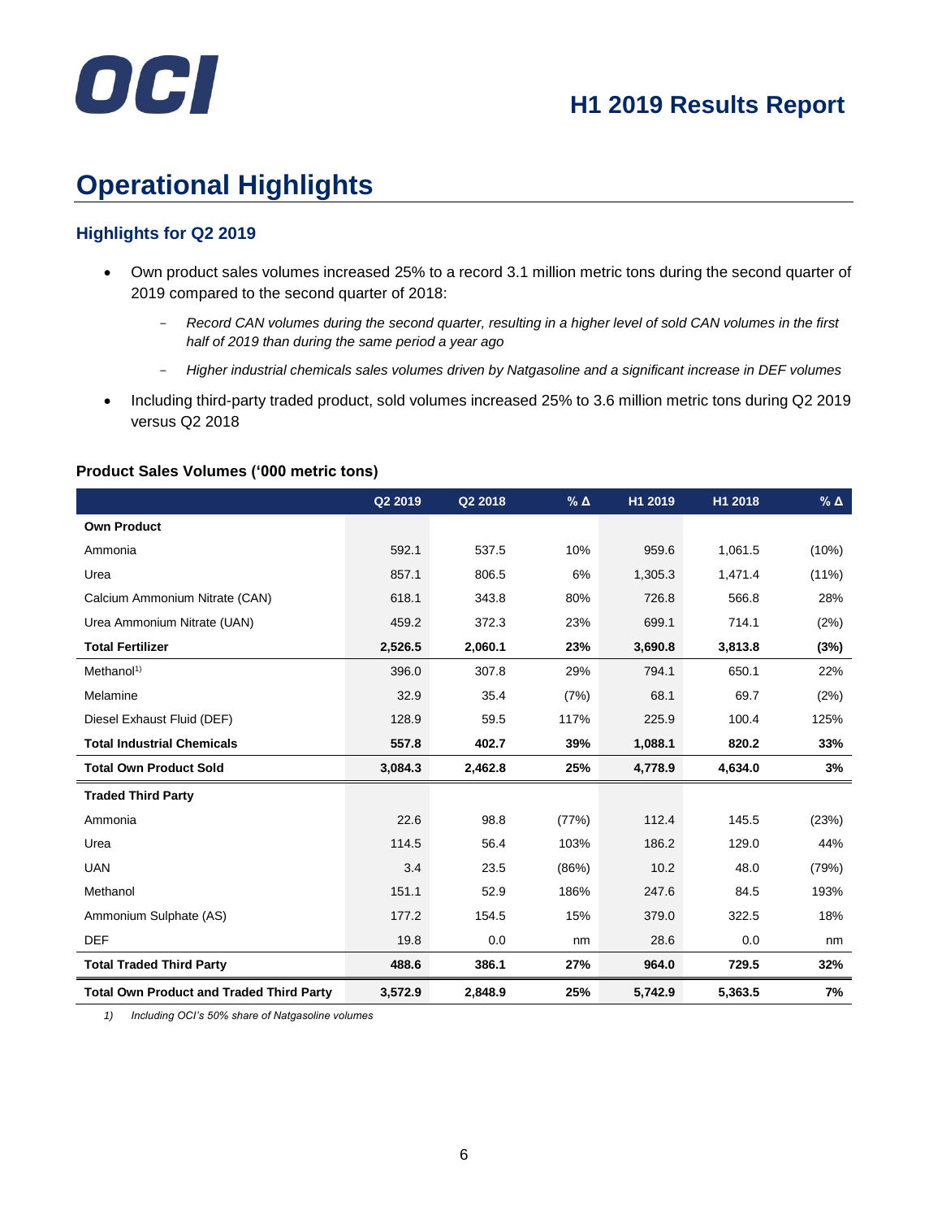# Operational Highlights

## Highlights for Q2 2019

- Own product sales volumes increased 25% to a record 3.1 million metric tons during the second quarter of 2019 compared to the second quarter of 2018:
  - *Record CAN volumes during the second quarter, resulting in a higher level of sold CAN volumes in the first half of 2019 than during the same period a year ago*
  - *Higher industrial chemicals sales volumes driven by Natgasoline and a significant increase in DEF volumes*
- Including third-party traded product, sold volumes increased 25% to 3.6 million metric tons during Q2 2019 versus Q2 2018

**Product Sales Volumes ('000 metric tons)**

| | Q2 2019 | Q2 2018 | % Δ | H1 2019 | H1 2018 | % Δ |
|---|---|---|---|---|---|---|
| **Own Product** | | | | | | |
| Ammonia | 592.1 | 537.5 | 10% | 959.6 | 1,061.5 | (10%) |
| Urea | 857.1 | 806.5 | 6% | 1,305.3 | 1,471.4 | (11%) |
| Calcium Ammonium Nitrate (CAN) | 618.1 | 343.8 | 80% | 726.8 | 566.8 | 28% |
| Urea Ammonium Nitrate (UAN) | 459.2 | 372.3 | 23% | 699.1 | 714.1 | (2%) |
| **Total Fertilizer** | **2,526.5** | **2,060.1** | **23%** | **3,690.8** | **3,813.8** | **(3%)** |
| Methanol[1)] | 396.0 | 307.8 | 29% | 794.1 | 650.1 | 22% |
| Melamine | 32.9 | 35.4 | (7%) | 68.1 | 69.7 | (2%) |
| Diesel Exhaust Fluid (DEF) | 128.9 | 59.5 | 117% | 225.9 | 100.4 | 125% |
| **Total Industrial Chemicals** | **557.8** | **402.7** | **39%** | **1,088.1** | **820.2** | **33%** |
| **Total Own Product Sold** | **3,084.3** | **2,462.8** | **25%** | **4,778.9** | **4,634.0** | **3%** |
| **Traded Third Party** | | | | | | |
| Ammonia | 22.6 | 98.8 | (77%) | 112.4 | 145.5 | (23%) |
| Urea | 114.5 | 56.4 | 103% | 186.2 | 129.0 | 44% |
| UAN | 3.4 | 23.5 | (86%) | 10.2 | 48.0 | (79%) |
| Methanol | 151.1 | 52.9 | 186% | 247.6 | 84.5 | 193% |
| Ammonium Sulphate (AS) | 177.2 | 154.5 | 15% | 379.0 | 322.5 | 18% |
| DEF | 19.8 | 0.0 | nm | 28.6 | 0.0 | nm |
| **Total Traded Third Party** | **488.6** | **386.1** | **27%** | **964.0** | **729.5** | **32%** |
| **Total Own Product and Traded Third Party** | **3,572.9** | **2,848.9** | **25%** | **5,742.9** | **5,363.5** | **7%** |

*1) Including OCI's 50% share of Natgasoline volumes*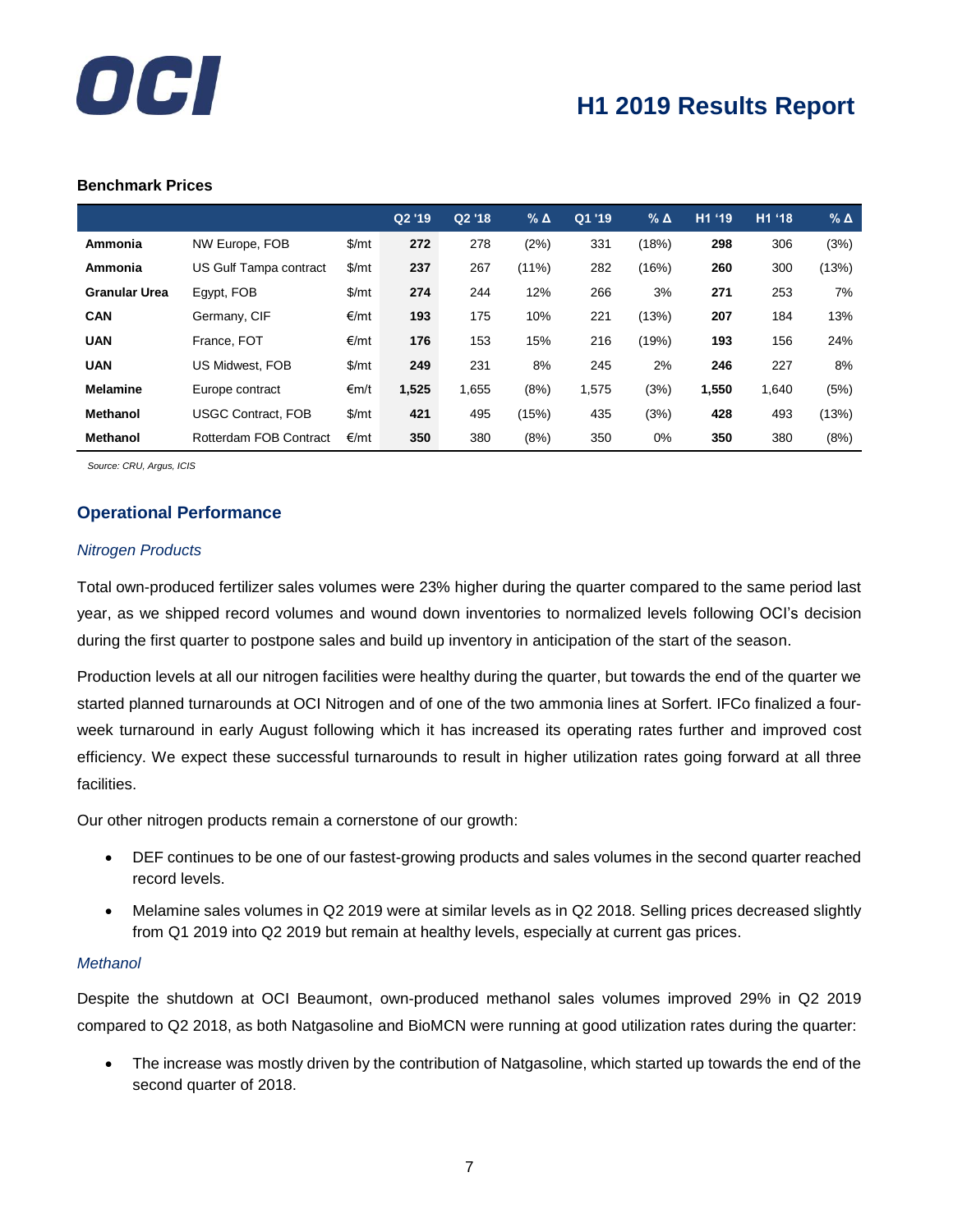### Benchmark Prices

| | | | Q2 '19 | Q2 '18 | % Δ | Q1 '19 | % Δ | H1 '19 | H1 '18 | % Δ |
|---|---|---|---|---|---|---|---|---|---|---|
| **Ammonia** | NW Europe, FOB | $/mt | **272** | 278 | (2%) | 331 | (18%) | **298** | 306 | (3%) |
| **Ammonia** | US Gulf Tampa contract | $/mt | **237** | 267 | (11%) | 282 | (16%) | **260** | 300 | (13%) |
| **Granular Urea** | Egypt, FOB | $/mt | **274** | 244 | 12% | 266 | 3% | **271** | 253 | 7% |
| **CAN** | Germany, CIF | €/mt | **193** | 175 | 10% | 221 | (13%) | **207** | 184 | 13% |
| **UAN** | France, FOT | €/mt | **176** | 153 | 15% | 216 | (19%) | **193** | 156 | 24% |
| **UAN** | US Midwest, FOB | $/mt | **249** | 231 | 8% | 245 | 2% | **246** | 227 | 8% |
| **Melamine** | Europe contract | €m/t | **1,525** | 1,655 | (8%) | 1,575 | (3%) | **1,550** | 1,640 | (5%) |
| **Methanol** | USGC Contract, FOB | $/mt | **421** | 495 | (15%) | 435 | (3%) | **428** | 493 | (13%) |
| **Methanol** | Rotterdam FOB Contract | €/mt | **350** | 380 | (8%) | 350 | 0% | **350** | 380 | (8%) |

*Source: CRU, Argus, ICIS*

## Operational Performance

### *Nitrogen Products*

Total own-produced fertilizer sales volumes were 23% higher during the quarter compared to the same period last year, as we shipped record volumes and wound down inventories to normalized levels following OCI's decision during the first quarter to postpone sales and build up inventory in anticipation of the start of the season.

Production levels at all our nitrogen facilities were healthy during the quarter, but towards the end of the quarter we started planned turnarounds at OCI Nitrogen and of one of the two ammonia lines at Sorfert. IFCo finalized a four-week turnaround in early August following which it has increased its operating rates further and improved cost efficiency. We expect these successful turnarounds to result in higher utilization rates going forward at all three facilities.

Our other nitrogen products remain a cornerstone of our growth:

- DEF continues to be one of our fastest-growing products and sales volumes in the second quarter reached record levels.
- Melamine sales volumes in Q2 2019 were at similar levels as in Q2 2018. Selling prices decreased slightly from Q1 2019 into Q2 2019 but remain at healthy levels, especially at current gas prices.

### *Methanol*

Despite the shutdown at OCI Beaumont, own-produced methanol sales volumes improved 29% in Q2 2019 compared to Q2 2018, as both Natgasoline and BioMCN were running at good utilization rates during the quarter:

- The increase was mostly driven by the contribution of Natgasoline, which started up towards the end of the second quarter of 2018.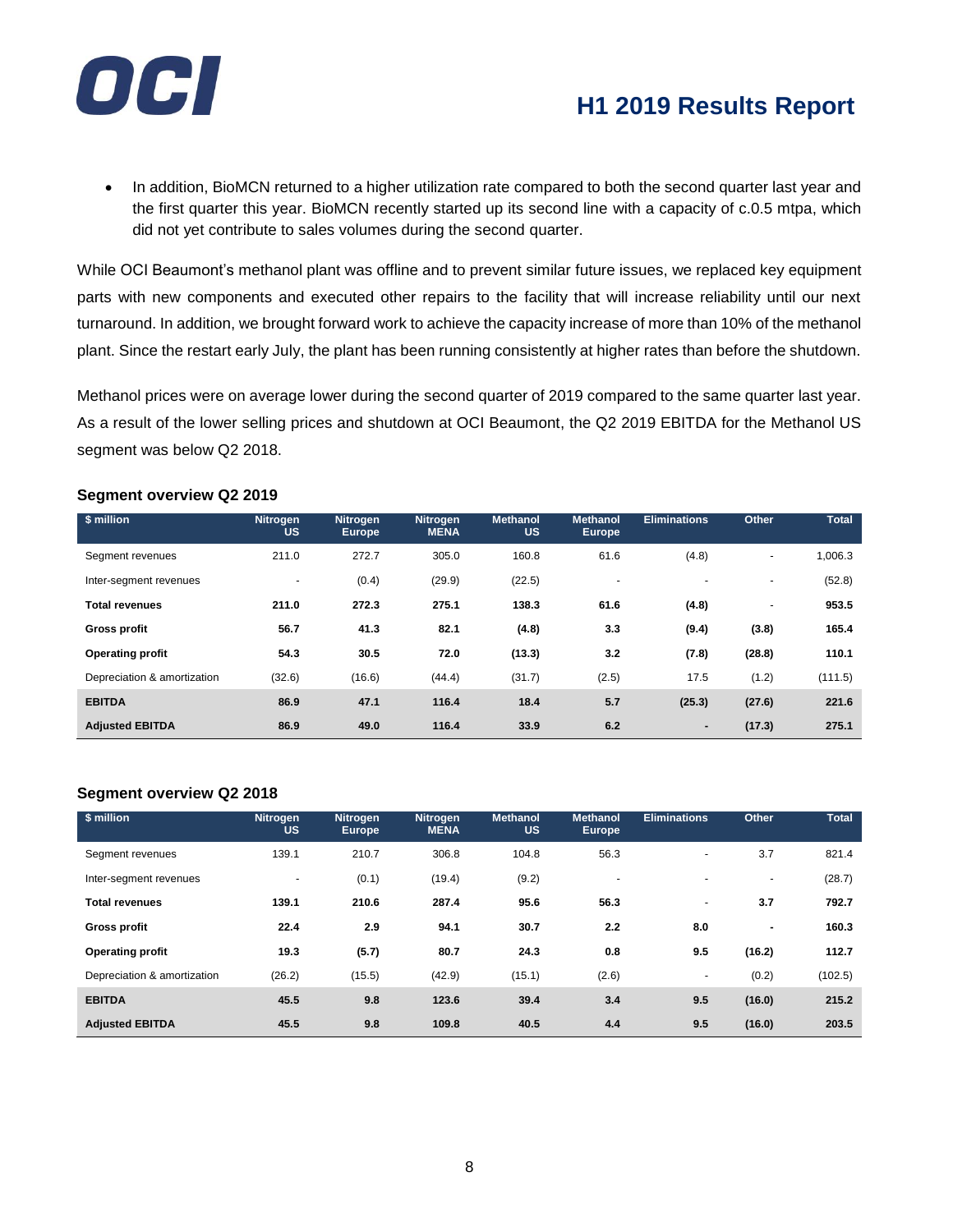- In addition, BioMCN returned to a higher utilization rate compared to both the second quarter last year and the first quarter this year. BioMCN recently started up its second line with a capacity of c.0.5 mtpa, which did not yet contribute to sales volumes during the second quarter.

While OCI Beaumont's methanol plant was offline and to prevent similar future issues, we replaced key equipment parts with new components and executed other repairs to the facility that will increase reliability until our next turnaround. In addition, we brought forward work to achieve the capacity increase of more than 10% of the methanol plant. Since the restart early July, the plant has been running consistently at higher rates than before the shutdown.

Methanol prices were on average lower during the second quarter of 2019 compared to the same quarter last year. As a result of the lower selling prices and shutdown at OCI Beaumont, the Q2 2019 EBITDA for the Methanol US segment was below Q2 2018.

### Segment overview Q2 2019

| $ million | Nitrogen US | Nitrogen Europe | Nitrogen MENA | Methanol US | Methanol Europe | Eliminations | Other | Total |
|---|---|---|---|---|---|---|---|---|
| Segment revenues | 211.0 | 272.7 | 305.0 | 160.8 | 61.6 | (4.8) | - | 1,006.3 |
| Inter-segment revenues | - | (0.4) | (29.9) | (22.5) | - | - | - | (52.8) |
| **Total revenues** | **211.0** | **272.3** | **275.1** | **138.3** | **61.6** | **(4.8)** | - | **953.5** |
| **Gross profit** | **56.7** | **41.3** | **82.1** | **(4.8)** | **3.3** | **(9.4)** | **(3.8)** | **165.4** |
| **Operating profit** | **54.3** | **30.5** | **72.0** | **(13.3)** | **3.2** | **(7.8)** | **(28.8)** | **110.1** |
| Depreciation & amortization | (32.6) | (16.6) | (44.4) | (31.7) | (2.5) | 17.5 | (1.2) | (111.5) |
| **EBITDA** | **86.9** | **47.1** | **116.4** | **18.4** | **5.7** | **(25.3)** | **(27.6)** | **221.6** |
| **Adjusted EBITDA** | **86.9** | **49.0** | **116.4** | **33.9** | **6.2** | **-** | **(17.3)** | **275.1** |

### Segment overview Q2 2018

| $ million | Nitrogen US | Nitrogen Europe | Nitrogen MENA | Methanol US | Methanol Europe | Eliminations | Other | Total |
|---|---|---|---|---|---|---|---|---|
| Segment revenues | 139.1 | 210.7 | 306.8 | 104.8 | 56.3 | - | 3.7 | 821.4 |
| Inter-segment revenues | - | (0.1) | (19.4) | (9.2) | - | - | - | (28.7) |
| **Total revenues** | **139.1** | **210.6** | **287.4** | **95.6** | **56.3** | - | **3.7** | **792.7** |
| **Gross profit** | **22.4** | **2.9** | **94.1** | **30.7** | **2.2** | **8.0** | **-** | **160.3** |
| **Operating profit** | **19.3** | **(5.7)** | **80.7** | **24.3** | **0.8** | **9.5** | **(16.2)** | **112.7** |
| Depreciation & amortization | (26.2) | (15.5) | (42.9) | (15.1) | (2.6) | - | (0.2) | (102.5) |
| **EBITDA** | **45.5** | **9.8** | **123.6** | **39.4** | **3.4** | **9.5** | **(16.0)** | **215.2** |
| **Adjusted EBITDA** | **45.5** | **9.8** | **109.8** | **40.5** | **4.4** | **9.5** | **(16.0)** | **203.5** |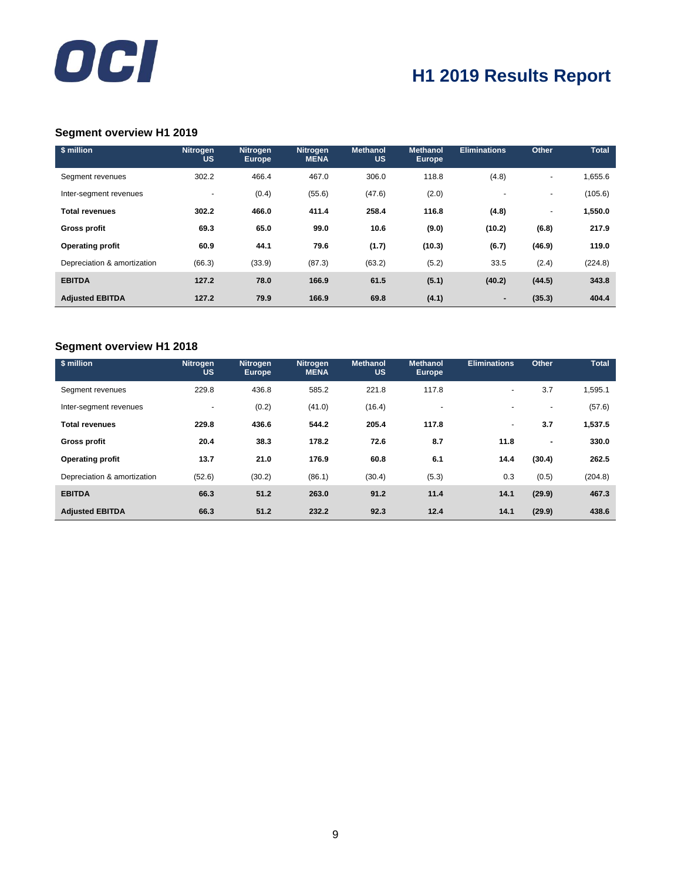# H1 2019 Results Report

### Segment overview H1 2019

| $ million | Nitrogen US | Nitrogen Europe | Nitrogen MENA | Methanol US | Methanol Europe | Eliminations | Other | Total |
|---|---|---|---|---|---|---|---|---|
| Segment revenues | 302.2 | 466.4 | 467.0 | 306.0 | 118.8 | (4.8) | - | 1,655.6 |
| Inter-segment revenues | - | (0.4) | (55.6) | (47.6) | (2.0) | - | - | (105.6) |
| **Total revenues** | **302.2** | **466.0** | **411.4** | **258.4** | **116.8** | **(4.8)** | - | **1,550.0** |
| **Gross profit** | **69.3** | **65.0** | **99.0** | **10.6** | **(9.0)** | **(10.2)** | **(6.8)** | **217.9** |
| **Operating profit** | **60.9** | **44.1** | **79.6** | **(1.7)** | **(10.3)** | **(6.7)** | **(46.9)** | **119.0** |
| Depreciation & amortization | (66.3) | (33.9) | (87.3) | (63.2) | (5.2) | 33.5 | (2.4) | (224.8) |
| **EBITDA** | **127.2** | **78.0** | **166.9** | **61.5** | **(5.1)** | **(40.2)** | **(44.5)** | **343.8** |
| **Adjusted EBITDA** | **127.2** | **79.9** | **166.9** | **69.8** | **(4.1)** | **-** | **(35.3)** | **404.4** |

### Segment overview H1 2018

| $ million | Nitrogen US | Nitrogen Europe | Nitrogen MENA | Methanol US | Methanol Europe | Eliminations | Other | Total |
|---|---|---|---|---|---|---|---|---|
| Segment revenues | 229.8 | 436.8 | 585.2 | 221.8 | 117.8 | - | 3.7 | 1,595.1 |
| Inter-segment revenues | - | (0.2) | (41.0) | (16.4) | - | - | - | (57.6) |
| **Total revenues** | **229.8** | **436.6** | **544.2** | **205.4** | **117.8** | - | **3.7** | **1,537.5** |
| **Gross profit** | **20.4** | **38.3** | **178.2** | **72.6** | **8.7** | **11.8** | **-** | **330.0** |
| **Operating profit** | **13.7** | **21.0** | **176.9** | **60.8** | **6.1** | **14.4** | **(30.4)** | **262.5** |
| Depreciation & amortization | (52.6) | (30.2) | (86.1) | (30.4) | (5.3) | 0.3 | (0.5) | (204.8) |
| **EBITDA** | **66.3** | **51.2** | **263.0** | **91.2** | **11.4** | **14.1** | **(29.9)** | **467.3** |
| **Adjusted EBITDA** | **66.3** | **51.2** | **232.2** | **92.3** | **12.4** | **14.1** | **(29.9)** | **438.6** |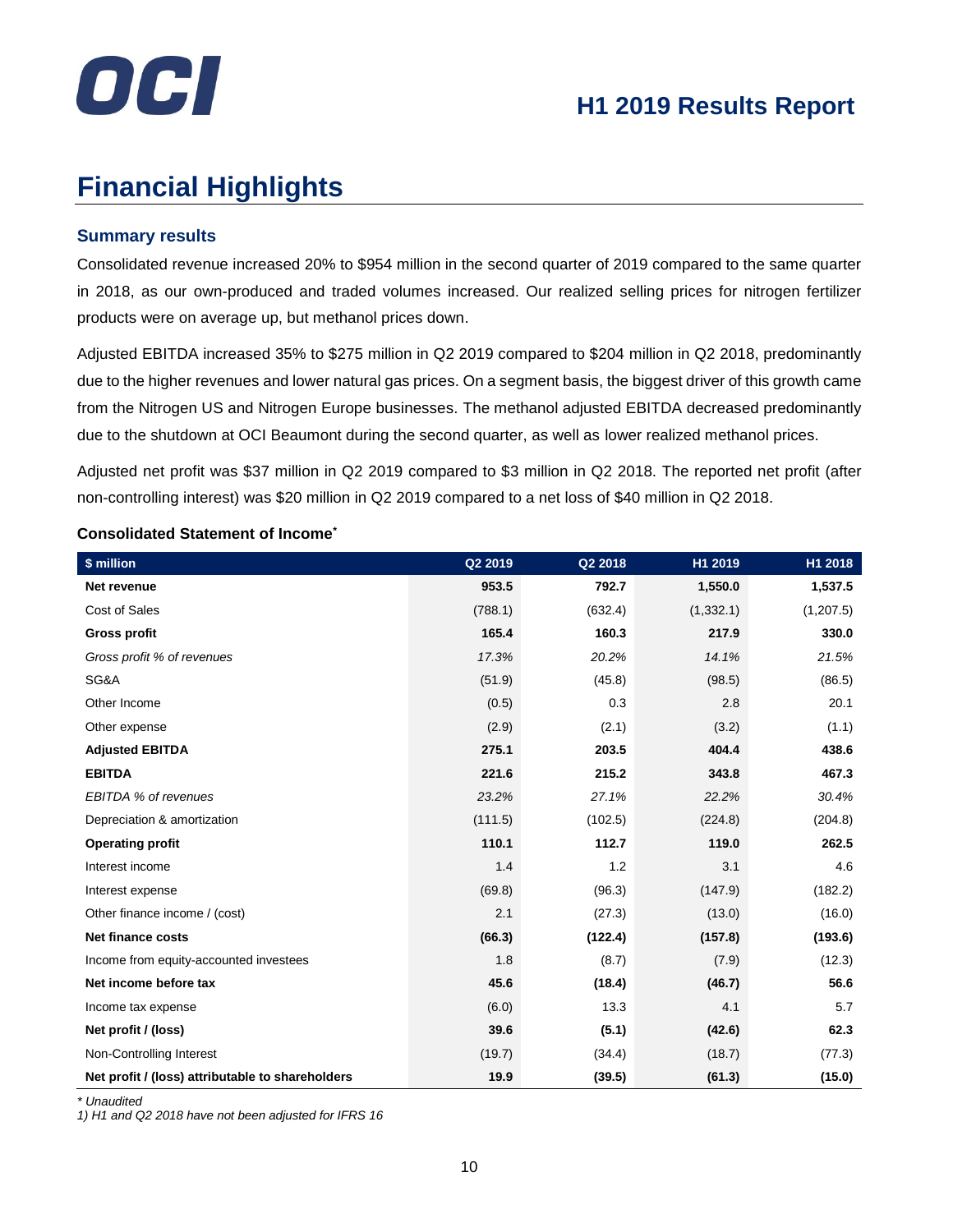# Financial Highlights

### Summary results

Consolidated revenue increased 20% to $954 million in the second quarter of 2019 compared to the same quarter in 2018, as our own-produced and traded volumes increased. Our realized selling prices for nitrogen fertilizer products were on average up, but methanol prices down.

Adjusted EBITDA increased 35% to $275 million in Q2 2019 compared to $204 million in Q2 2018, predominantly due to the higher revenues and lower natural gas prices. On a segment basis, the biggest driver of this growth came from the Nitrogen US and Nitrogen Europe businesses. The methanol adjusted EBITDA decreased predominantly due to the shutdown at OCI Beaumont during the second quarter, as well as lower realized methanol prices.

Adjusted net profit was $37 million in Q2 2019 compared to $3 million in Q2 2018. The reported net profit (after non-controlling interest) was $20 million in Q2 2019 compared to a net loss of $40 million in Q2 2018.

**Consolidated Statement of Income***

| $ million | Q2 2019 | Q2 2018 | H1 2019 | H1 2018 |
|---|---|---|---|---|
| **Net revenue** | **953.5** | **792.7** | **1,550.0** | **1,537.5** |
| Cost of Sales | (788.1) | (632.4) | (1,332.1) | (1,207.5) |
| **Gross profit** | **165.4** | **160.3** | **217.9** | **330.0** |
| *Gross profit % of revenues* | *17.3%* | *20.2%* | *14.1%* | *21.5%* |
| SG&A | (51.9) | (45.8) | (98.5) | (86.5) |
| Other Income | (0.5) | 0.3 | 2.8 | 20.1 |
| Other expense | (2.9) | (2.1) | (3.2) | (1.1) |
| **Adjusted EBITDA** | **275.1** | **203.5** | **404.4** | **438.6** |
| **EBITDA** | **221.6** | **215.2** | **343.8** | **467.3** |
| *EBITDA % of revenues* | *23.2%* | *27.1%* | *22.2%* | *30.4%* |
| Depreciation & amortization | (111.5) | (102.5) | (224.8) | (204.8) |
| **Operating profit** | **110.1** | **112.7** | **119.0** | **262.5** |
| Interest income | 1.4 | 1.2 | 3.1 | 4.6 |
| Interest expense | (69.8) | (96.3) | (147.9) | (182.2) |
| Other finance income / (cost) | 2.1 | (27.3) | (13.0) | (16.0) |
| **Net finance costs** | **(66.3)** | **(122.4)** | **(157.8)** | **(193.6)** |
| Income from equity-accounted investees | 1.8 | (8.7) | (7.9) | (12.3) |
| **Net income before tax** | **45.6** | **(18.4)** | **(46.7)** | **56.6** |
| Income tax expense | (6.0) | 13.3 | 4.1 | 5.7 |
| **Net profit / (loss)** | **39.6** | **(5.1)** | **(42.6)** | **62.3** |
| Non-Controlling Interest | (19.7) | (34.4) | (18.7) | (77.3) |
| **Net profit / (loss) attributable to shareholders** | **19.9** | **(39.5)** | **(61.3)** | **(15.0)** |

*\* Unaudited*

*1) H1 and Q2 2018 have not been adjusted for IFRS 16*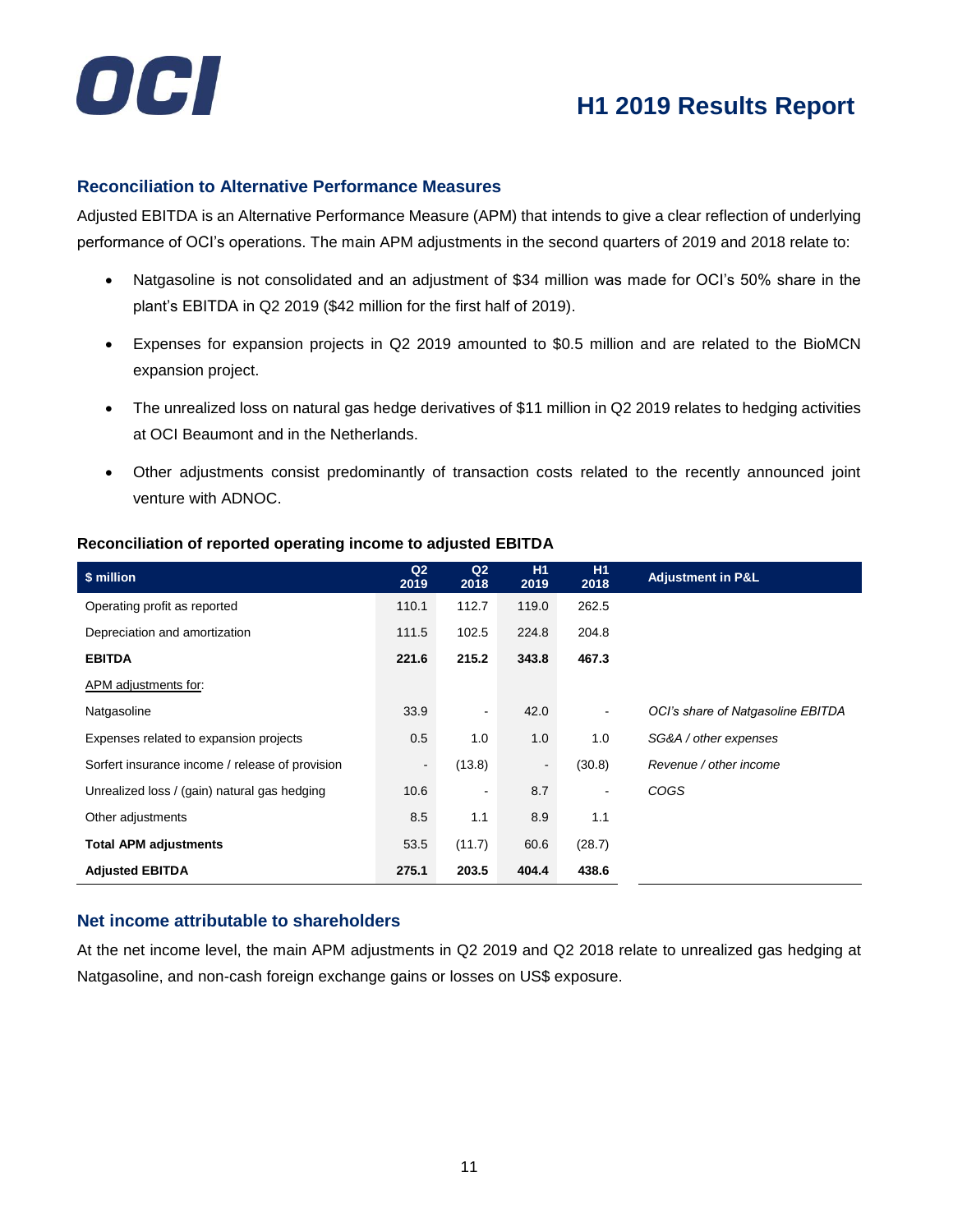## Reconciliation to Alternative Performance Measures

Adjusted EBITDA is an Alternative Performance Measure (APM) that intends to give a clear reflection of underlying performance of OCI's operations. The main APM adjustments in the second quarters of 2019 and 2018 relate to:

- Natgasoline is not consolidated and an adjustment of $34 million was made for OCI's 50% share in the plant's EBITDA in Q2 2019 ($42 million for the first half of 2019).
- Expenses for expansion projects in Q2 2019 amounted to $0.5 million and are related to the BioMCN expansion project.
- The unrealized loss on natural gas hedge derivatives of $11 million in Q2 2019 relates to hedging activities at OCI Beaumont and in the Netherlands.
- Other adjustments consist predominantly of transaction costs related to the recently announced joint venture with ADNOC.

**Reconciliation of reported operating income to adjusted EBITDA**

| $ million | Q2 2019 | Q2 2018 | H1 2019 | H1 2018 | Adjustment in P&L |
|---|---|---|---|---|---|
| Operating profit as reported | 110.1 | 112.7 | 119.0 | 262.5 | |
| Depreciation and amortization | 111.5 | 102.5 | 224.8 | 204.8 | |
| **EBITDA** | **221.6** | **215.2** | **343.8** | **467.3** | |
| APM adjustments for: | | | | | |
| Natgasoline | 33.9 | - | 42.0 | - | *OCI's share of Natgasoline EBITDA* |
| Expenses related to expansion projects | 0.5 | 1.0 | 1.0 | 1.0 | *SG&A / other expenses* |
| Sorfert insurance income / release of provision | - | (13.8) | - | (30.8) | *Revenue / other income* |
| Unrealized loss / (gain) natural gas hedging | 10.6 | - | 8.7 | - | *COGS* |
| Other adjustments | 8.5 | 1.1 | 8.9 | 1.1 | |
| **Total APM adjustments** | 53.5 | (11.7) | 60.6 | (28.7) | |
| **Adjusted EBITDA** | **275.1** | **203.5** | **404.4** | **438.6** | |

## Net income attributable to shareholders

At the net income level, the main APM adjustments in Q2 2019 and Q2 2018 relate to unrealized gas hedging at Natgasoline, and non-cash foreign exchange gains or losses on US$ exposure.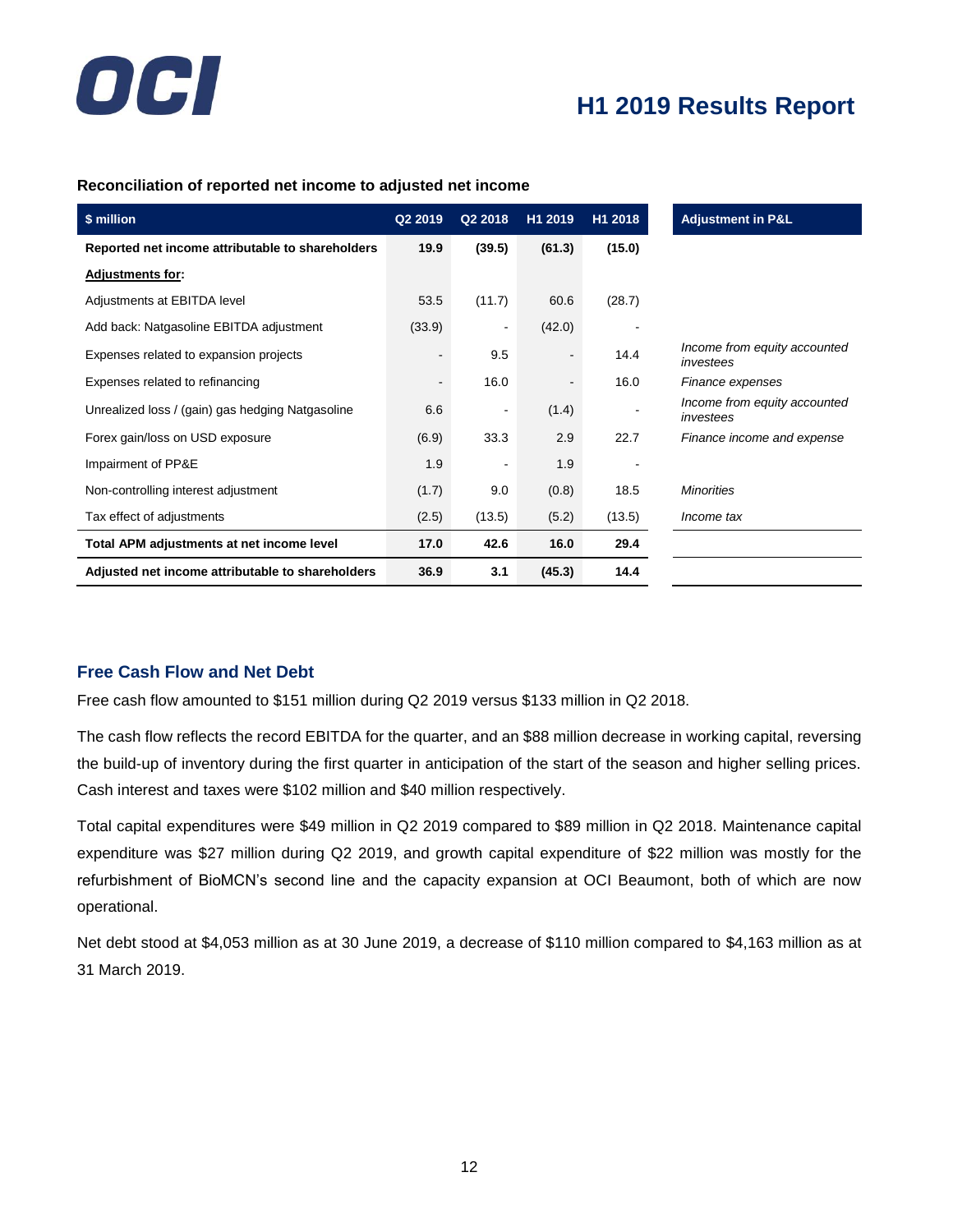### Reconciliation of reported net income to adjusted net income

| $ million | Q2 2019 | Q2 2018 | H1 2019 | H1 2018 | Adjustment in P&L |
|---|---|---|---|---|---|
| **Reported net income attributable to shareholders** | **19.9** | **(39.5)** | **(61.3)** | **(15.0)** | |
| **Adjustments for:** | | | | | |
| Adjustments at EBITDA level | 53.5 | (11.7) | 60.6 | (28.7) | |
| Add back: Natgasoline EBITDA adjustment | (33.9) | - | (42.0) | - | |
| Expenses related to expansion projects | - | 9.5 | - | 14.4 | *Income from equity accounted investees* |
| Expenses related to refinancing | - | 16.0 | - | 16.0 | *Finance expenses* |
| Unrealized loss / (gain) gas hedging Natgasoline | 6.6 | - | (1.4) | - | *Income from equity accounted investees* |
| Forex gain/loss on USD exposure | (6.9) | 33.3 | 2.9 | 22.7 | *Finance income and expense* |
| Impairment of PP&E | 1.9 | - | 1.9 | - | |
| Non-controlling interest adjustment | (1.7) | 9.0 | (0.8) | 18.5 | *Minorities* |
| Tax effect of adjustments | (2.5) | (13.5) | (5.2) | (13.5) | *Income tax* |
| **Total APM adjustments at net income level** | **17.0** | **42.6** | **16.0** | **29.4** | |
| **Adjusted net income attributable to shareholders** | **36.9** | **3.1** | **(45.3)** | **14.4** | |

## Free Cash Flow and Net Debt

Free cash flow amounted to $151 million during Q2 2019 versus $133 million in Q2 2018.

The cash flow reflects the record EBITDA for the quarter, and an $88 million decrease in working capital, reversing the build-up of inventory during the first quarter in anticipation of the start of the season and higher selling prices. Cash interest and taxes were $102 million and $40 million respectively.

Total capital expenditures were $49 million in Q2 2019 compared to $89 million in Q2 2018. Maintenance capital expenditure was $27 million during Q2 2019, and growth capital expenditure of $22 million was mostly for the refurbishment of BioMCN's second line and the capacity expansion at OCI Beaumont, both of which are now operational.

Net debt stood at $4,053 million as at 30 June 2019, a decrease of $110 million compared to $4,163 million as at 31 March 2019.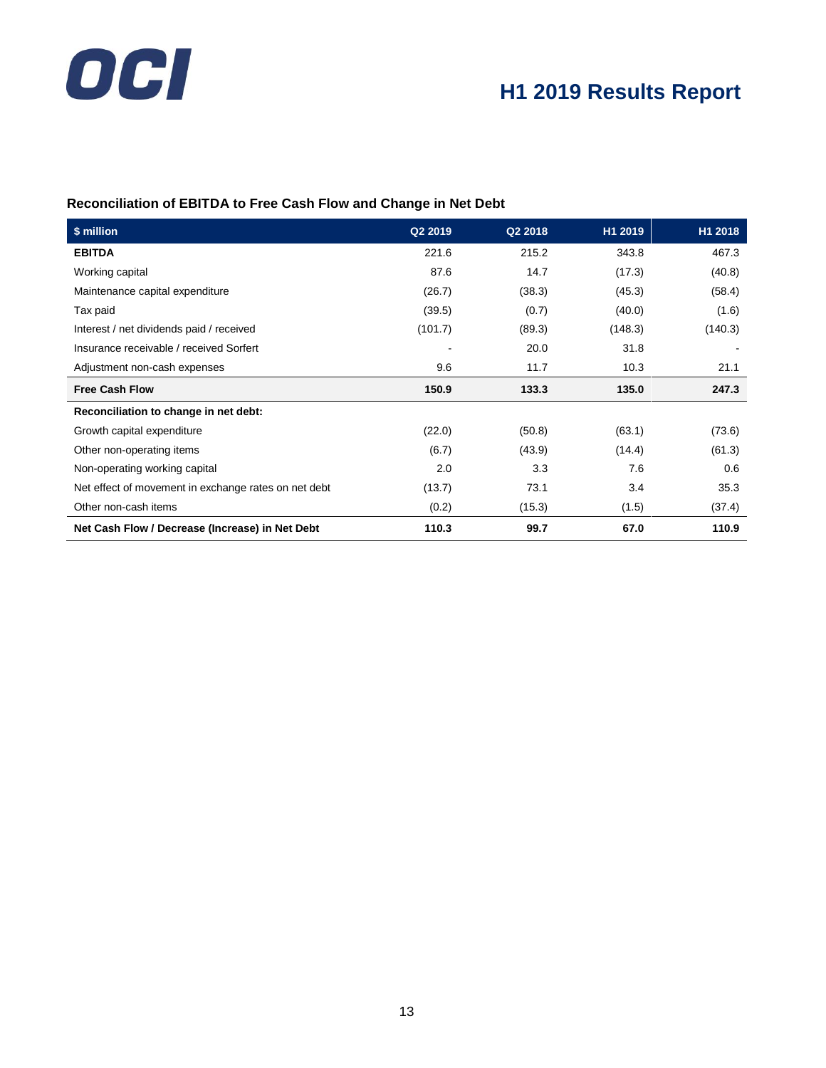### Reconciliation of EBITDA to Free Cash Flow and Change in Net Debt

| $ million | Q2 2019 | Q2 2018 | H1 2019 | H1 2018 |
|---|---|---|---|---|
| **EBITDA** | 221.6 | 215.2 | 343.8 | 467.3 |
| Working capital | 87.6 | 14.7 | (17.3) | (40.8) |
| Maintenance capital expenditure | (26.7) | (38.3) | (45.3) | (58.4) |
| Tax paid | (39.5) | (0.7) | (40.0) | (1.6) |
| Interest / net dividends paid / received | (101.7) | (89.3) | (148.3) | (140.3) |
| Insurance receivable / received Sorfert | - | 20.0 | 31.8 | - |
| Adjustment non-cash expenses | 9.6 | 11.7 | 10.3 | 21.1 |
| **Free Cash Flow** | **150.9** | **133.3** | **135.0** | **247.3** |
| **Reconciliation to change in net debt:** | | | | |
| Growth capital expenditure | (22.0) | (50.8) | (63.1) | (73.6) |
| Other non-operating items | (6.7) | (43.9) | (14.4) | (61.3) |
| Non-operating working capital | 2.0 | 3.3 | 7.6 | 0.6 |
| Net effect of movement in exchange rates on net debt | (13.7) | 73.1 | 3.4 | 35.3 |
| Other non-cash items | (0.2) | (15.3) | (1.5) | (37.4) |
| **Net Cash Flow / Decrease (Increase) in Net Debt** | **110.3** | **99.7** | **67.0** | **110.9** |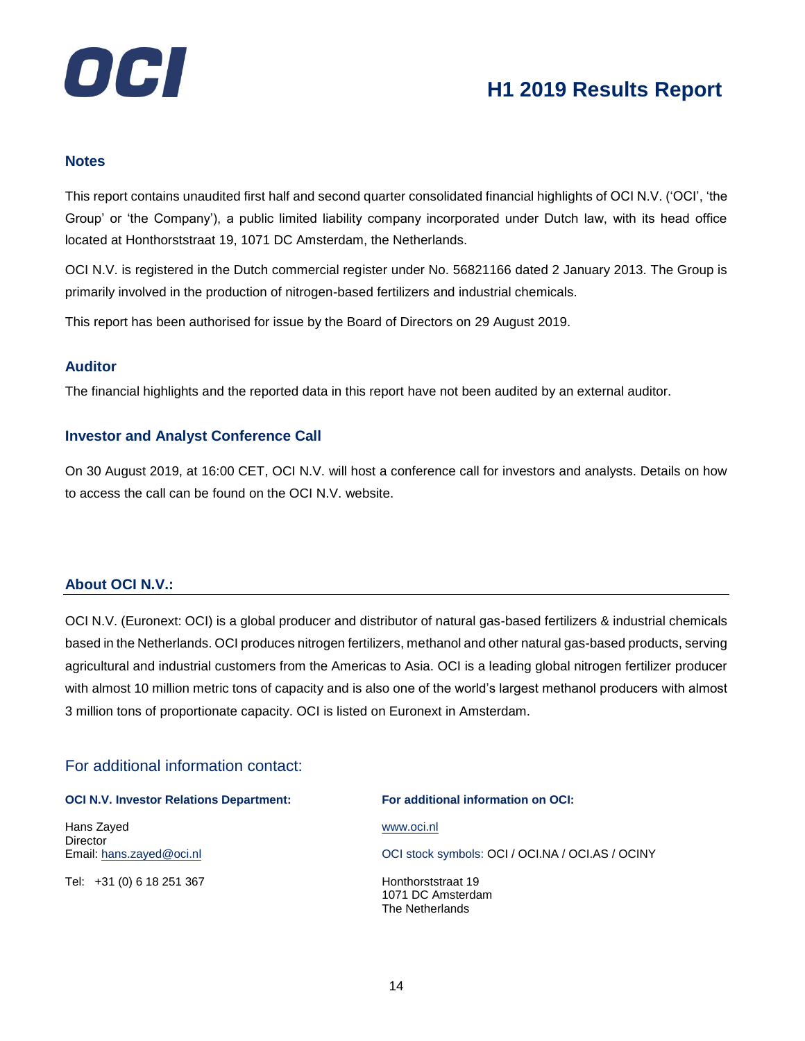## Notes

This report contains unaudited first half and second quarter consolidated financial highlights of OCI N.V. ('OCI', 'the Group' or 'the Company'), a public limited liability company incorporated under Dutch law, with its head office located at Honthorststraat 19, 1071 DC Amsterdam, the Netherlands.

OCI N.V. is registered in the Dutch commercial register under No. 56821166 dated 2 January 2013. The Group is primarily involved in the production of nitrogen-based fertilizers and industrial chemicals.

This report has been authorised for issue by the Board of Directors on 29 August 2019.

## Auditor

The financial highlights and the reported data in this report have not been audited by an external auditor.

## Investor and Analyst Conference Call

On 30 August 2019, at 16:00 CET, OCI N.V. will host a conference call for investors and analysts. Details on how to access the call can be found on the OCI N.V. website.

## About OCI N.V.:

OCI N.V. (Euronext: OCI) is a global producer and distributor of natural gas-based fertilizers & industrial chemicals based in the Netherlands. OCI produces nitrogen fertilizers, methanol and other natural gas-based products, serving agricultural and industrial customers from the Americas to Asia. OCI is a leading global nitrogen fertilizer producer with almost 10 million metric tons of capacity and is also one of the world's largest methanol producers with almost 3 million tons of proportionate capacity. OCI is listed on Euronext in Amsterdam.

## For additional information contact:

**OCI N.V. Investor Relations Department:**

Hans Zayed
Director
Email: hans.zayed@oci.nl

Tel: +31 (0) 6 18 251 367

**For additional information on OCI:**

www.oci.nl

OCI stock symbols: OCI / OCI.NA / OCI.AS / OCINY

Honthorststraat 19
1071 DC Amsterdam
The Netherlands